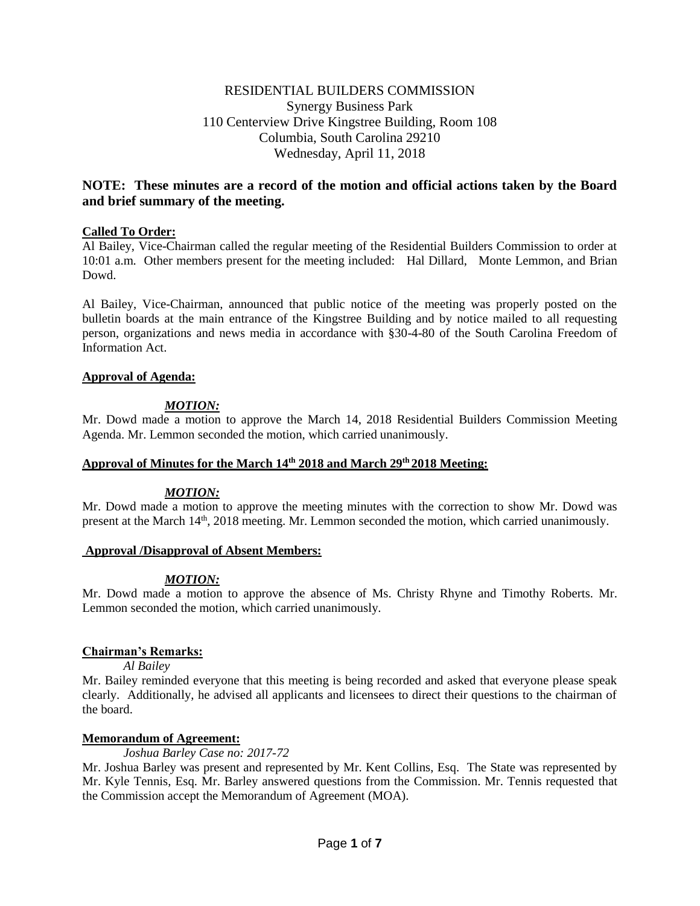RESIDENTIAL BUILDERS COMMISSION
Synergy Business Park
110 Centerview Drive Kingstree Building, Room 108
Columbia, South Carolina 29210
Wednesday, April 11, 2018

**NOTE: These minutes are a record of the motion and official actions taken by the Board and brief summary of the meeting.**

**Called To Order:**

Al Bailey, Vice-Chairman called the regular meeting of the Residential Builders Commission to order at 10:01 a.m. Other members present for the meeting included: Hal Dillard, Monte Lemmon, and Brian Dowd.

Al Bailey, Vice-Chairman, announced that public notice of the meeting was properly posted on the bulletin boards at the main entrance of the Kingstree Building and by notice mailed to all requesting person, organizations and news media in accordance with §30-4-80 of the South Carolina Freedom of Information Act.

**Approval of Agenda:**

***MOTION:***

Mr. Dowd made a motion to approve the March 14, 2018 Residential Builders Commission Meeting Agenda. Mr. Lemmon seconded the motion, which carried unanimously.

**Approval of Minutes for the March 14th 2018 and March 29th 2018 Meeting:**

***MOTION:***

Mr. Dowd made a motion to approve the meeting minutes with the correction to show Mr. Dowd was present at the March 14th, 2018 meeting. Mr. Lemmon seconded the motion, which carried unanimously.

**Approval /Disapproval of Absent Members:**

***MOTION:***

Mr. Dowd made a motion to approve the absence of Ms. Christy Rhyne and Timothy Roberts. Mr. Lemmon seconded the motion, which carried unanimously.

**Chairman's Remarks:**

*Al Bailey*

Mr. Bailey reminded everyone that this meeting is being recorded and asked that everyone please speak clearly. Additionally, he advised all applicants and licensees to direct their questions to the chairman of the board.

**Memorandum of Agreement:**

*Joshua Barley Case no: 2017-72*

Mr. Joshua Barley was present and represented by Mr. Kent Collins, Esq. The State was represented by Mr. Kyle Tennis, Esq. Mr. Barley answered questions from the Commission. Mr. Tennis requested that the Commission accept the Memorandum of Agreement (MOA).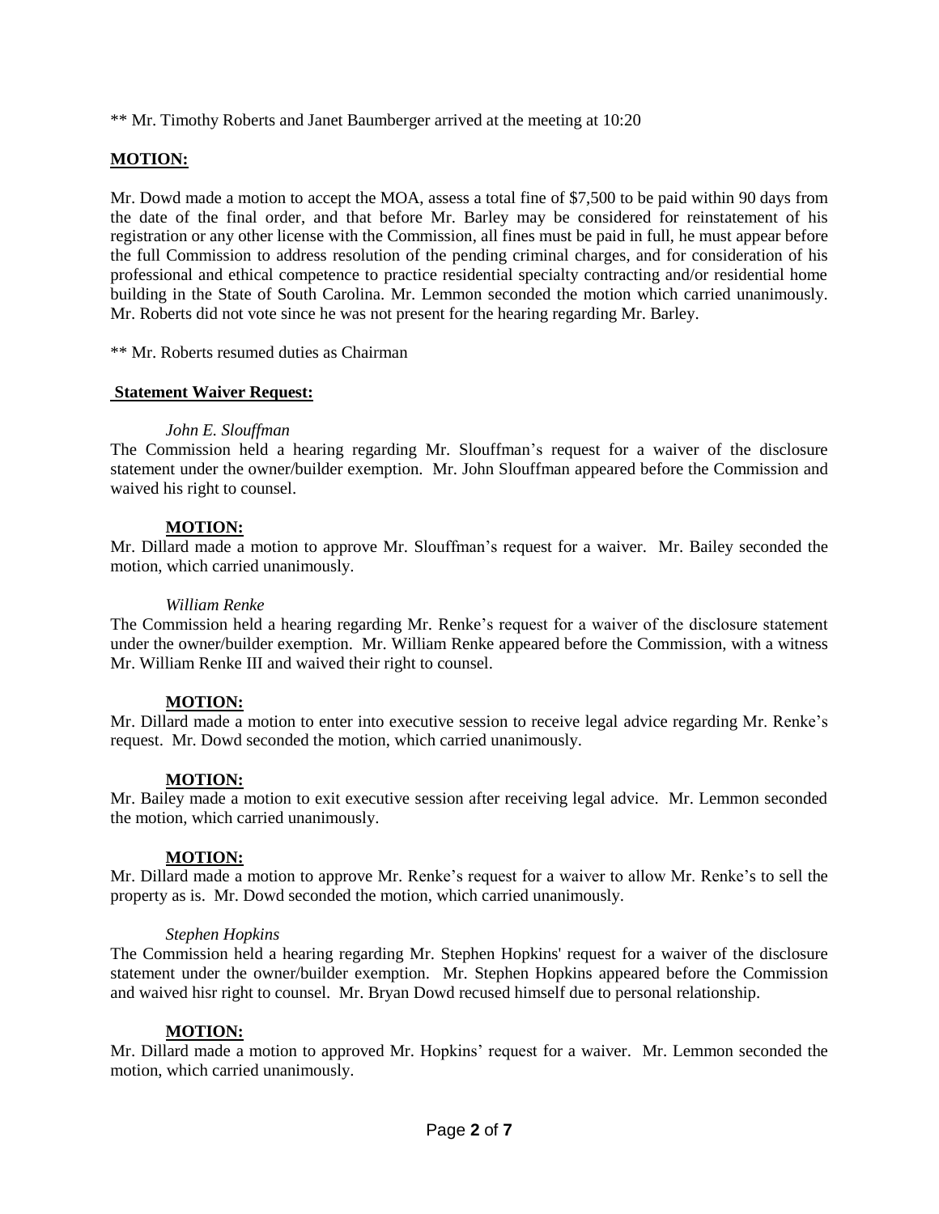** Mr. Timothy Roberts and Janet Baumberger arrived at the meeting at 10:20

**MOTION:**

Mr. Dowd made a motion to accept the MOA, assess a total fine of $7,500 to be paid within 90 days from the date of the final order, and that before Mr. Barley may be considered for reinstatement of his registration or any other license with the Commission, all fines must be paid in full, he must appear before the full Commission to address resolution of the pending criminal charges, and for consideration of his professional and ethical competence to practice residential specialty contracting and/or residential home building in the State of South Carolina. Mr. Lemmon seconded the motion which carried unanimously. Mr. Roberts did not vote since he was not present for the hearing regarding Mr. Barley.

** Mr. Roberts resumed duties as Chairman

**Statement Waiver Request:**

*John E. Slouffman*

The Commission held a hearing regarding Mr. Slouffman's request for a waiver of the disclosure statement under the owner/builder exemption. Mr. John Slouffman appeared before the Commission and waived his right to counsel.

**MOTION:**

Mr. Dillard made a motion to approve Mr. Slouffman's request for a waiver. Mr. Bailey seconded the motion, which carried unanimously.

*William Renke*

The Commission held a hearing regarding Mr. Renke's request for a waiver of the disclosure statement under the owner/builder exemption. Mr. William Renke appeared before the Commission, with a witness Mr. William Renke III and waived their right to counsel.

**MOTION:**

Mr. Dillard made a motion to enter into executive session to receive legal advice regarding Mr. Renke's request. Mr. Dowd seconded the motion, which carried unanimously.

**MOTION:**

Mr. Bailey made a motion to exit executive session after receiving legal advice. Mr. Lemmon seconded the motion, which carried unanimously.

**MOTION:**

Mr. Dillard made a motion to approve Mr. Renke's request for a waiver to allow Mr. Renke's to sell the property as is. Mr. Dowd seconded the motion, which carried unanimously.

*Stephen Hopkins*

The Commission held a hearing regarding Mr. Stephen Hopkins' request for a waiver of the disclosure statement under the owner/builder exemption. Mr. Stephen Hopkins appeared before the Commission and waived hisr right to counsel. Mr. Bryan Dowd recused himself due to personal relationship.

**MOTION:**

Mr. Dillard made a motion to approved Mr. Hopkins' request for a waiver. Mr. Lemmon seconded the motion, which carried unanimously.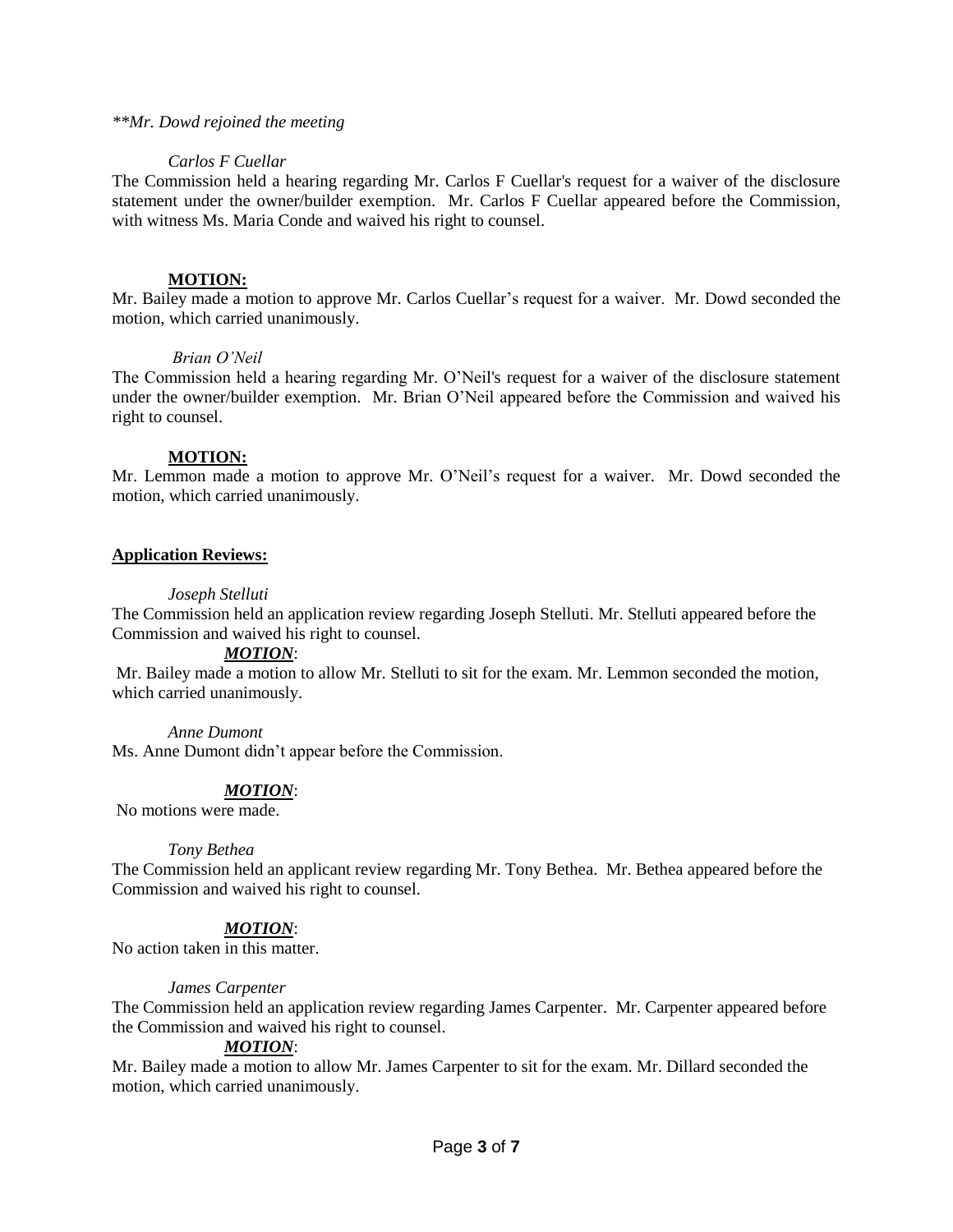*\*\*Mr. Dowd rejoined the meeting*

*Carlos F Cuellar*

The Commission held a hearing regarding Mr. Carlos F Cuellar's request for a waiver of the disclosure statement under the owner/builder exemption. Mr. Carlos F Cuellar appeared before the Commission, with witness Ms. Maria Conde and waived his right to counsel.

**MOTION:**

Mr. Bailey made a motion to approve Mr. Carlos Cuellar's request for a waiver. Mr. Dowd seconded the motion, which carried unanimously.

*Brian O'Neil*

The Commission held a hearing regarding Mr. O'Neil's request for a waiver of the disclosure statement under the owner/builder exemption. Mr. Brian O'Neil appeared before the Commission and waived his right to counsel.

**MOTION:**

Mr. Lemmon made a motion to approve Mr. O'Neil's request for a waiver. Mr. Dowd seconded the motion, which carried unanimously.

**Application Reviews:**

*Joseph Stelluti*

The Commission held an application review regarding Joseph Stelluti. Mr. Stelluti appeared before the Commission and waived his right to counsel.

***MOTION***:

Mr. Bailey made a motion to allow Mr. Stelluti to sit for the exam. Mr. Lemmon seconded the motion, which carried unanimously.

*Anne Dumont*

Ms. Anne Dumont didn't appear before the Commission.

***MOTION***:

No motions were made.

*Tony Bethea*

The Commission held an applicant review regarding Mr. Tony Bethea. Mr. Bethea appeared before the Commission and waived his right to counsel.

***MOTION***:

No action taken in this matter.

*James Carpenter*

The Commission held an application review regarding James Carpenter. Mr. Carpenter appeared before the Commission and waived his right to counsel.

***MOTION***:

Mr. Bailey made a motion to allow Mr. James Carpenter to sit for the exam. Mr. Dillard seconded the motion, which carried unanimously.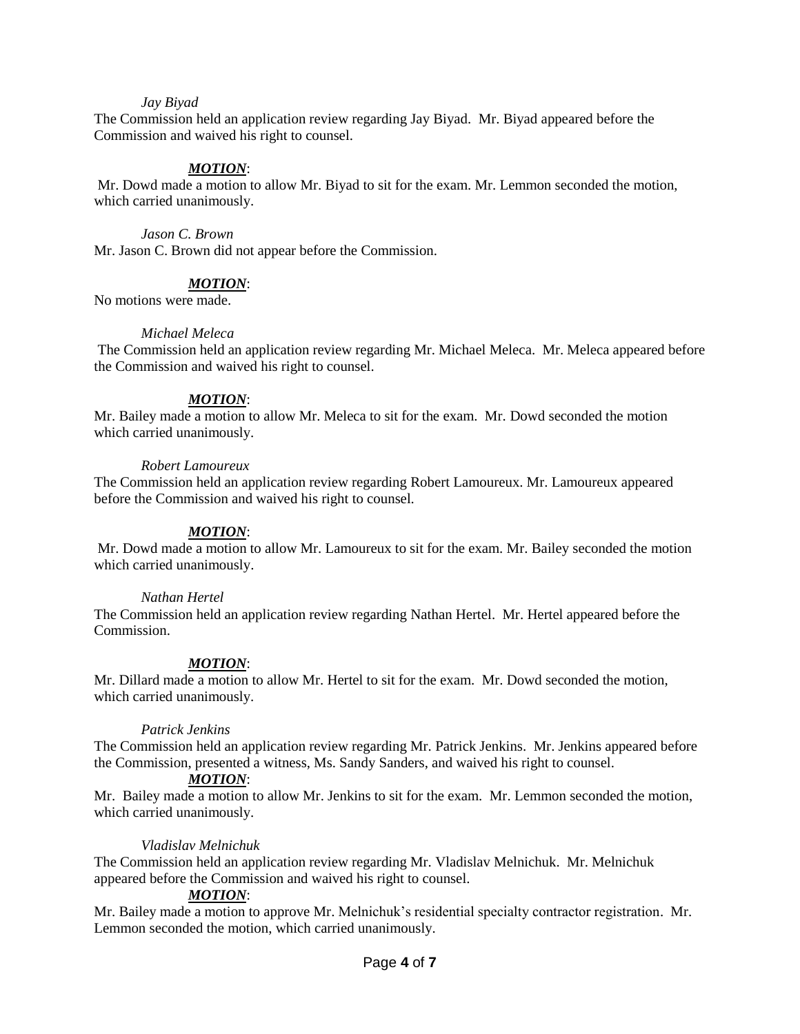*Jay Biyad*

The Commission held an application review regarding Jay Biyad. Mr. Biyad appeared before the Commission and waived his right to counsel.

***MOTION***:

Mr. Dowd made a motion to allow Mr. Biyad to sit for the exam. Mr. Lemmon seconded the motion, which carried unanimously.

*Jason C. Brown*

Mr. Jason C. Brown did not appear before the Commission.

***MOTION***:

No motions were made.

*Michael Meleca*

The Commission held an application review regarding Mr. Michael Meleca. Mr. Meleca appeared before the Commission and waived his right to counsel.

***MOTION***:

Mr. Bailey made a motion to allow Mr. Meleca to sit for the exam. Mr. Dowd seconded the motion which carried unanimously.

*Robert Lamoureux*

The Commission held an application review regarding Robert Lamoureux. Mr. Lamoureux appeared before the Commission and waived his right to counsel.

***MOTION***:

Mr. Dowd made a motion to allow Mr. Lamoureux to sit for the exam. Mr. Bailey seconded the motion which carried unanimously.

*Nathan Hertel*

The Commission held an application review regarding Nathan Hertel. Mr. Hertel appeared before the Commission.

***MOTION***:

Mr. Dillard made a motion to allow Mr. Hertel to sit for the exam. Mr. Dowd seconded the motion, which carried unanimously.

*Patrick Jenkins*

The Commission held an application review regarding Mr. Patrick Jenkins. Mr. Jenkins appeared before the Commission, presented a witness, Ms. Sandy Sanders, and waived his right to counsel.

***MOTION***:

Mr. Bailey made a motion to allow Mr. Jenkins to sit for the exam. Mr. Lemmon seconded the motion, which carried unanimously.

*Vladislav Melnichuk*

The Commission held an application review regarding Mr. Vladislav Melnichuk. Mr. Melnichuk appeared before the Commission and waived his right to counsel.

***MOTION***:

Mr. Bailey made a motion to approve Mr. Melnichuk's residential specialty contractor registration. Mr. Lemmon seconded the motion, which carried unanimously.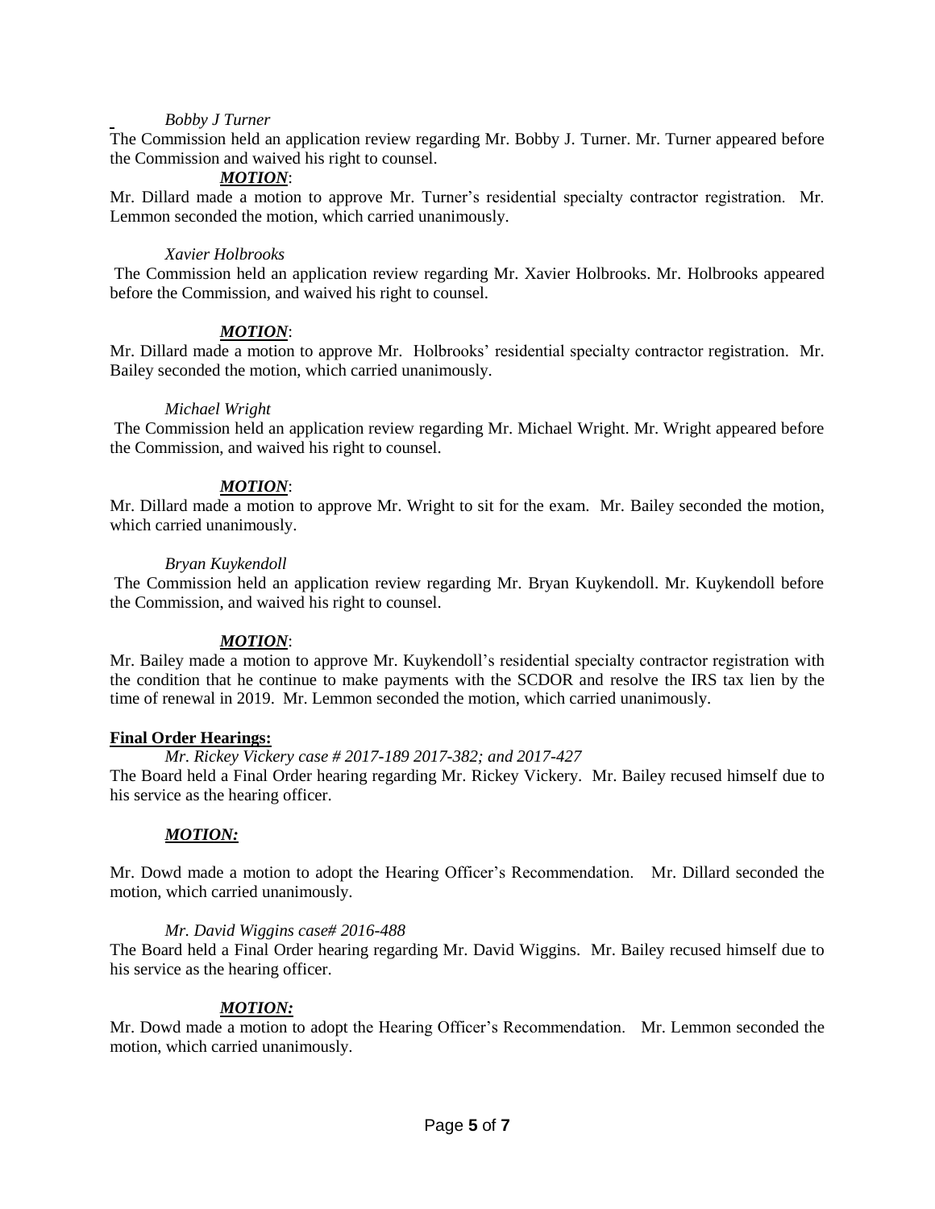*Bobby J Turner*

The Commission held an application review regarding Mr. Bobby J. Turner. Mr. Turner appeared before the Commission and waived his right to counsel.

***MOTION***:

Mr. Dillard made a motion to approve Mr. Turner's residential specialty contractor registration. Mr. Lemmon seconded the motion, which carried unanimously.

*Xavier Holbrooks*

The Commission held an application review regarding Mr. Xavier Holbrooks. Mr. Holbrooks appeared before the Commission, and waived his right to counsel.

***MOTION***:

Mr. Dillard made a motion to approve Mr. Holbrooks' residential specialty contractor registration. Mr. Bailey seconded the motion, which carried unanimously.

*Michael Wright*

The Commission held an application review regarding Mr. Michael Wright. Mr. Wright appeared before the Commission, and waived his right to counsel.

***MOTION***:

Mr. Dillard made a motion to approve Mr. Wright to sit for the exam. Mr. Bailey seconded the motion, which carried unanimously.

*Bryan Kuykendoll*

The Commission held an application review regarding Mr. Bryan Kuykendoll. Mr. Kuykendoll before the Commission, and waived his right to counsel.

***MOTION***:

Mr. Bailey made a motion to approve Mr. Kuykendoll's residential specialty contractor registration with the condition that he continue to make payments with the SCDOR and resolve the IRS tax lien by the time of renewal in 2019. Mr. Lemmon seconded the motion, which carried unanimously.

**Final Order Hearings:**

*Mr. Rickey Vickery case # 2017-189 2017-382; and 2017-427*

The Board held a Final Order hearing regarding Mr. Rickey Vickery. Mr. Bailey recused himself due to his service as the hearing officer.

***MOTION:***

Mr. Dowd made a motion to adopt the Hearing Officer's Recommendation. Mr. Dillard seconded the motion, which carried unanimously.

*Mr. David Wiggins case# 2016-488*

The Board held a Final Order hearing regarding Mr. David Wiggins. Mr. Bailey recused himself due to his service as the hearing officer.

***MOTION:***

Mr. Dowd made a motion to adopt the Hearing Officer's Recommendation. Mr. Lemmon seconded the motion, which carried unanimously.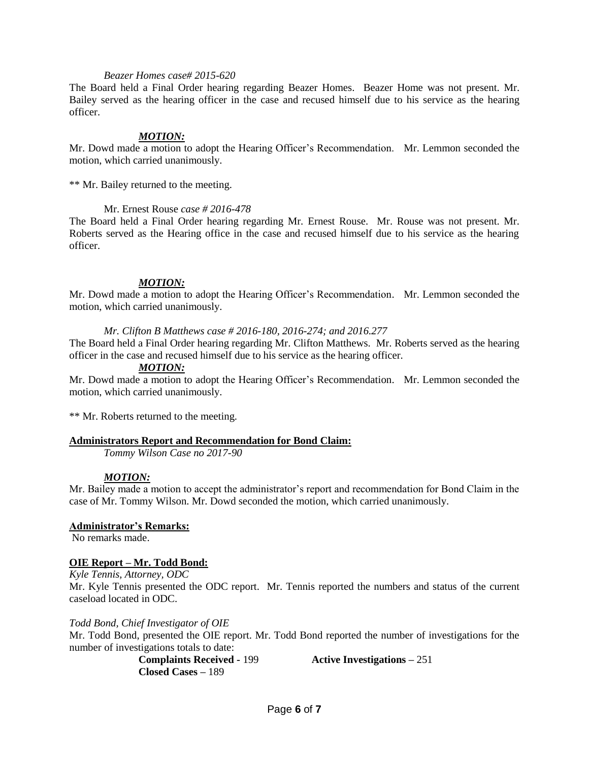*Beazer Homes case# 2015-620*

The Board held a Final Order hearing regarding Beazer Homes. Beazer Home was not present. Mr. Bailey served as the hearing officer in the case and recused himself due to his service as the hearing officer.

***MOTION:***

Mr. Dowd made a motion to adopt the Hearing Officer's Recommendation. Mr. Lemmon seconded the motion, which carried unanimously.

** Mr. Bailey returned to the meeting.

Mr. Ernest Rouse *case # 2016-478*

The Board held a Final Order hearing regarding Mr. Ernest Rouse. Mr. Rouse was not present. Mr. Roberts served as the Hearing office in the case and recused himself due to his service as the hearing officer.

***MOTION:***

Mr. Dowd made a motion to adopt the Hearing Officer's Recommendation. Mr. Lemmon seconded the motion, which carried unanimously.

*Mr. Clifton B Matthews case # 2016-180, 2016-274; and 2016.277*

The Board held a Final Order hearing regarding Mr. Clifton Matthews. Mr. Roberts served as the hearing officer in the case and recused himself due to his service as the hearing officer.

***MOTION:***

Mr. Dowd made a motion to adopt the Hearing Officer's Recommendation. Mr. Lemmon seconded the motion, which carried unanimously.

** Mr. Roberts returned to the meeting.

**Administrators Report and Recommendation for Bond Claim:**

*Tommy Wilson Case no 2017-90*

***MOTION:***

Mr. Bailey made a motion to accept the administrator's report and recommendation for Bond Claim in the case of Mr. Tommy Wilson. Mr. Dowd seconded the motion, which carried unanimously.

**Administrator's Remarks:**

No remarks made.

**OIE Report – Mr. Todd Bond:**

*Kyle Tennis, Attorney, ODC*

Mr. Kyle Tennis presented the ODC report. Mr. Tennis reported the numbers and status of the current caseload located in ODC.

*Todd Bond, Chief Investigator of OIE*

Mr. Todd Bond, presented the OIE report. Mr. Todd Bond reported the number of investigations for the number of investigations totals to date:

**Complaints Received** - 199 **Active Investigations** – 251
**Closed Cases** – 189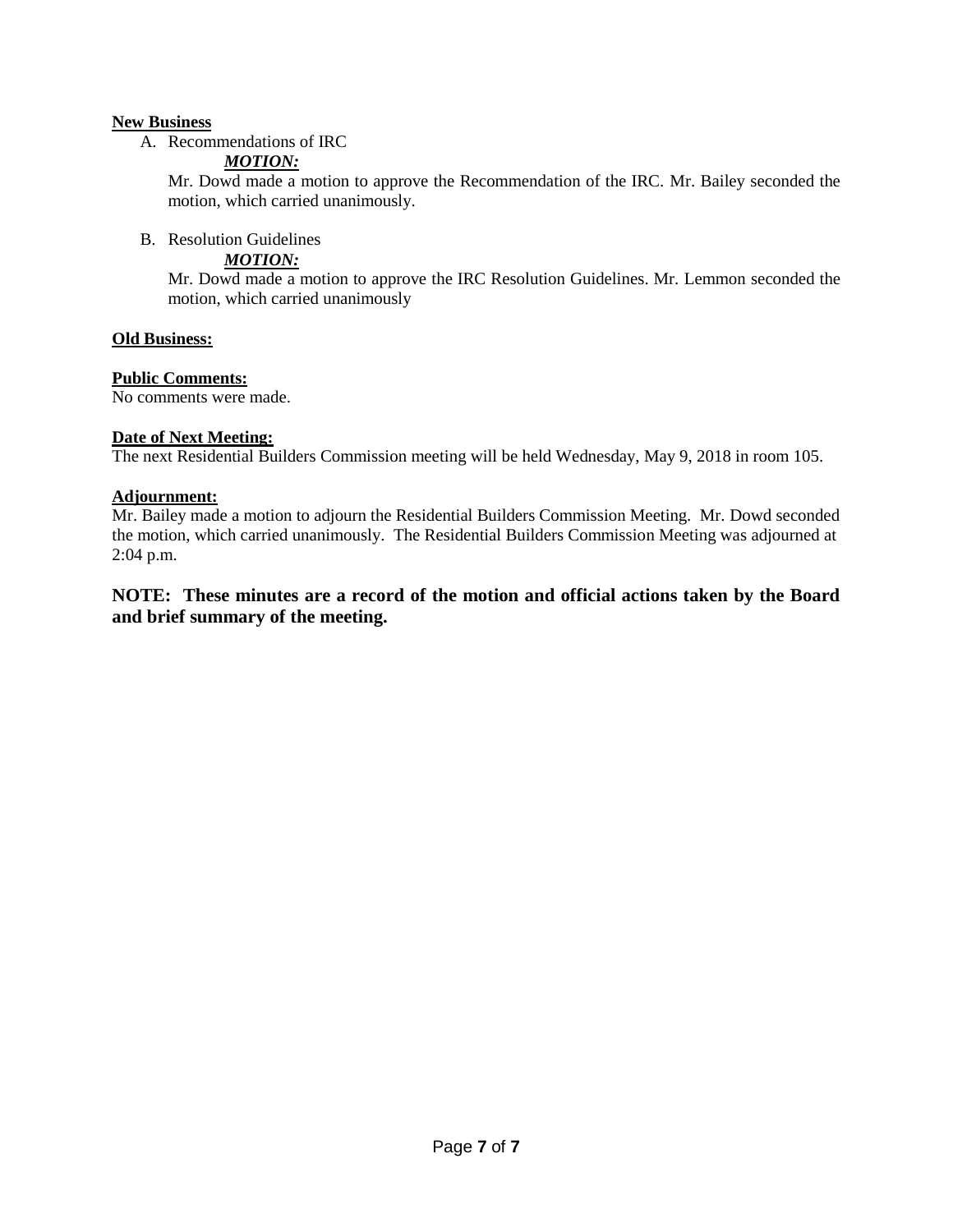**New Business**

A. Recommendations of IRC

***MOTION:***

Mr. Dowd made a motion to approve the Recommendation of the IRC. Mr. Bailey seconded the motion, which carried unanimously.

B. Resolution Guidelines

***MOTION:***

Mr. Dowd made a motion to approve the IRC Resolution Guidelines. Mr. Lemmon seconded the motion, which carried unanimously

**Old Business:**

**Public Comments:**

No comments were made.

**Date of Next Meeting:**

The next Residential Builders Commission meeting will be held Wednesday, May 9, 2018 in room 105.

**Adjournment:**

Mr. Bailey made a motion to adjourn the Residential Builders Commission Meeting. Mr. Dowd seconded the motion, which carried unanimously. The Residential Builders Commission Meeting was adjourned at 2:04 p.m.

**NOTE: These minutes are a record of the motion and official actions taken by the Board and brief summary of the meeting.**